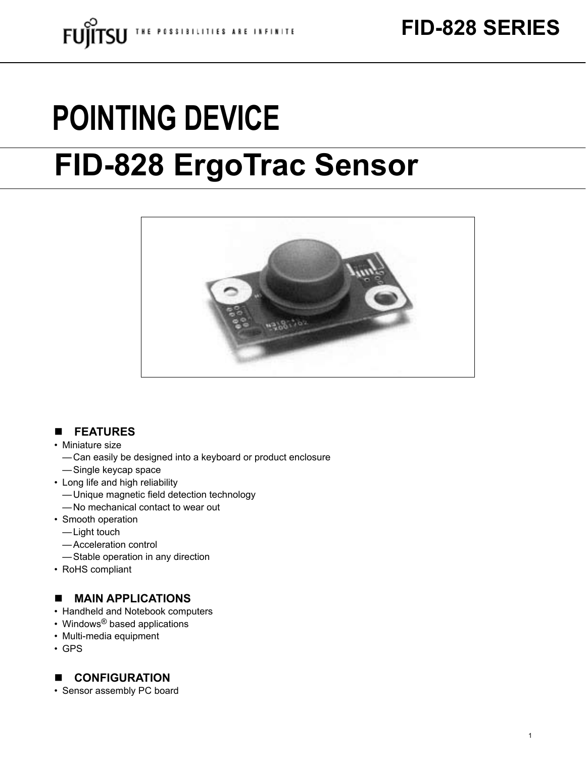# POINTING DEVICE

## FID-828 ErgoTrac Sensor

### FEATURES

- Miniature size
  - —Can easily be designed into a keyboard or product enclosure
  - —Single keycap space
- Long life and high reliability
  - —Unique magnetic field detection technology
  - —No mechanical contact to wear out
- Smooth operation
  - —Light touch
  - —Acceleration control
  - —Stable operation in any direction
- RoHS compliant

### MAIN APPLICATIONS

- Handheld and Notebook computers
- Windows® based applications
- Multi-media equipment
- GPS

### CONFIGURATION

- Sensor assembly PC board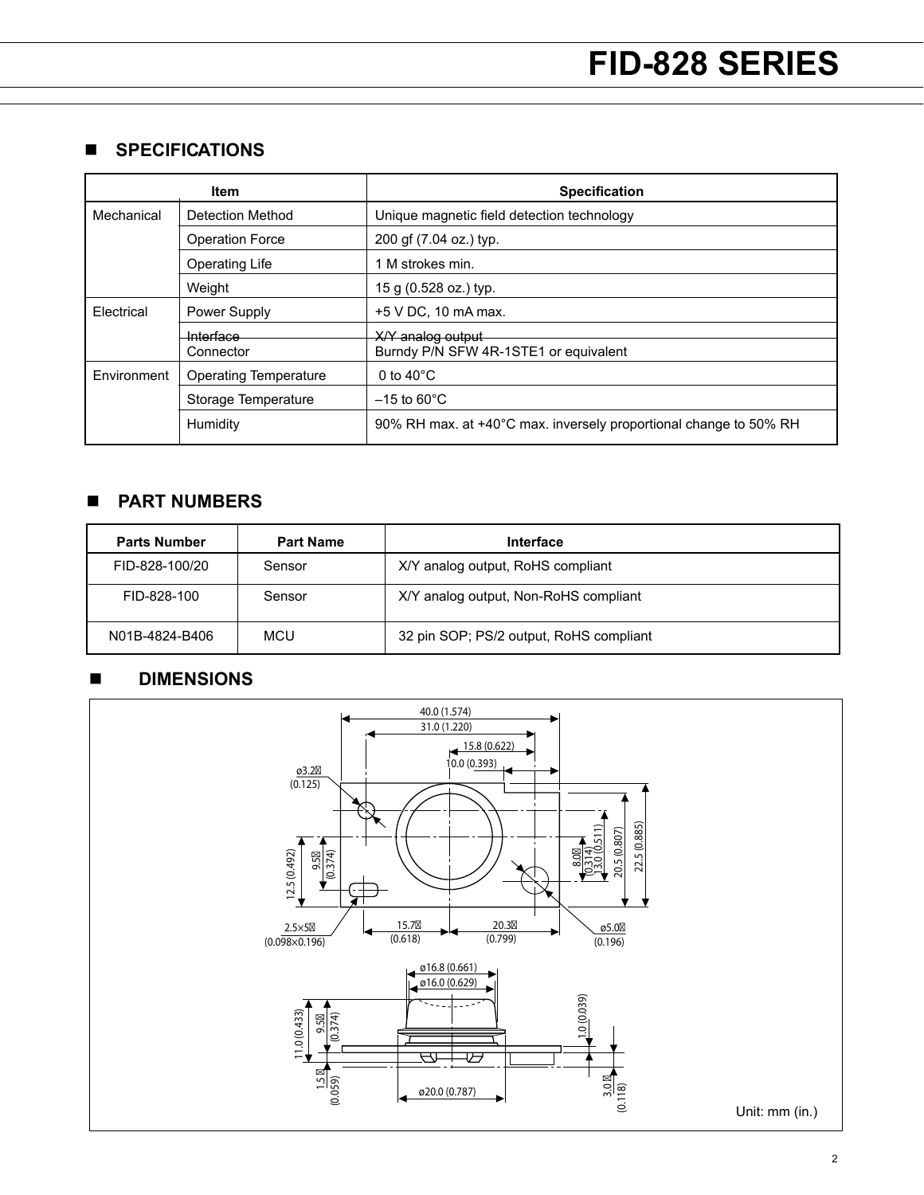## SPECIFICATIONS

| Item | | Specification |
|---|---|---|
| Mechanical | Detection Method | Unique magnetic field detection technology |
| | Operation Force | 200 gf (7.04 oz.) typ. |
| | Operating Life | 1 M strokes min. |
| | Weight | 15 g (0.528 oz.) typ. |
| Electrical | Power Supply | +5 V DC, 10 mA max. |
| | Interface | X/Y analog output |
| | Connector | Burndy P/N SFW 4R-1STE1 or equivalent |
| Environment | Operating Temperature | 0 to 40°C |
| | Storage Temperature | –15 to 60°C |
| | Humidity | 90% RH max. at +40°C max. inversely proportional change to 50% RH |

## PART NUMBERS

| Parts Number | Part Name | Interface |
|---|---|---|
| FID-828-100/20 | Sensor | X/Y analog output, RoHS compliant |
| FID-828-100 | Sensor | X/Y analog output, Non-RoHS compliant |
| N01B-4824-B406 | MCU | 32 pin SOP; PS/2 output, RoHS compliant |

## DIMENSIONS

Unit: mm (in.)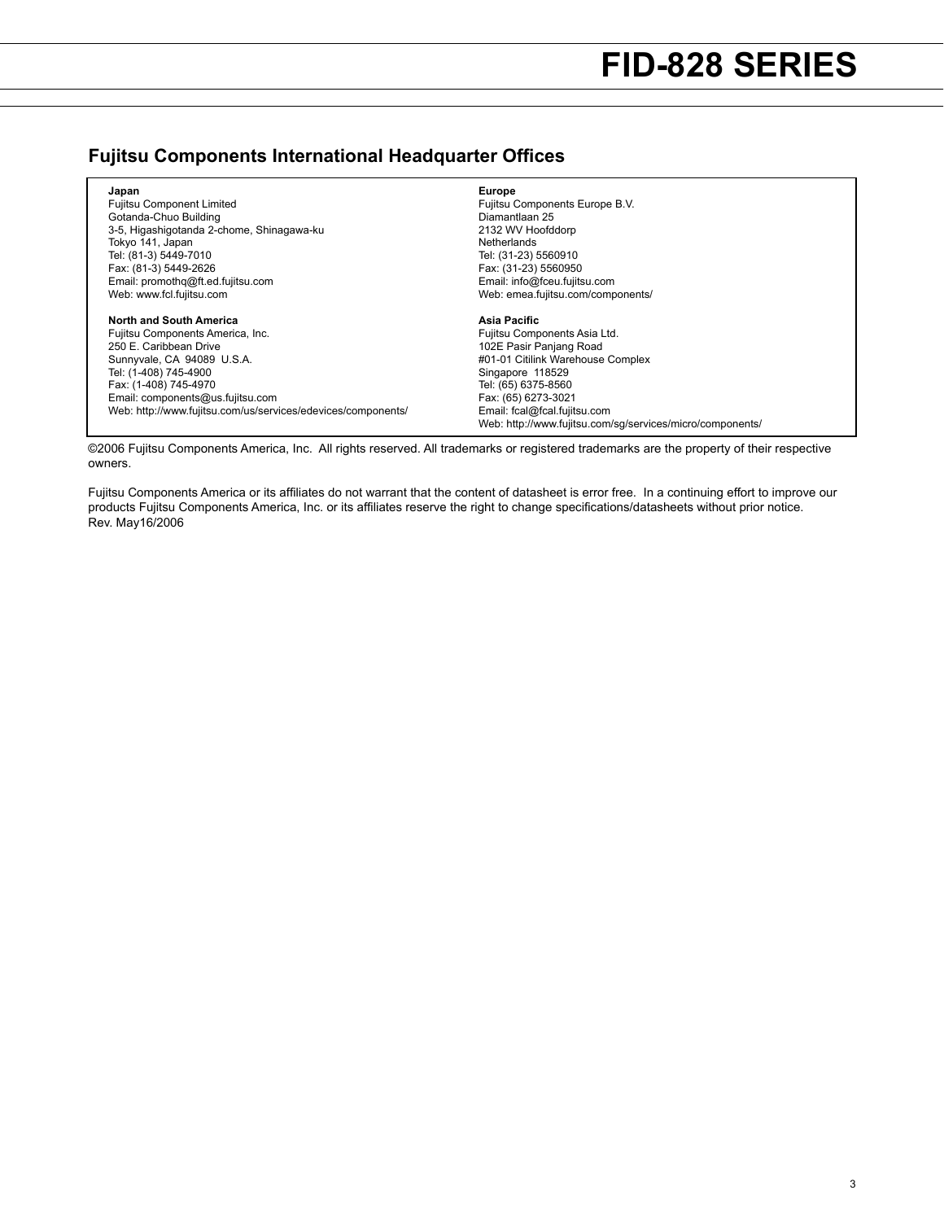## Fujitsu Components International Headquarter Offices

**Japan**
Fujitsu Component Limited
Gotanda-Chuo Building
3-5, Higashigotanda 2-chome, Shinagawa-ku
Tokyo 141, Japan
Tel: (81-3) 5449-7010
Fax: (81-3) 5449-2626
Email: promothq@ft.ed.fujitsu.com
Web: www.fcl.fujitsu.com

**North and South America**
Fujitsu Components America, Inc.
250 E. Caribbean Drive
Sunnyvale, CA 94089 U.S.A.
Tel: (1-408) 745-4900
Fax: (1-408) 745-4970
Email: components@us.fujitsu.com
Web: http://www.fujitsu.com/us/services/edevices/components/

**Europe**
Fujitsu Components Europe B.V.
Diamantlaan 25
2132 WV Hoofddorp
Netherlands
Tel: (31-23) 5560910
Fax: (31-23) 5560950
Email: info@fceu.fujitsu.com
Web: emea.fujitsu.com/components/

**Asia Pacific**
Fujitsu Components Asia Ltd.
102E Pasir Panjang Road
#01-01 Citilink Warehouse Complex
Singapore 118529
Tel: (65) 6375-8560
Fax: (65) 6273-3021
Email: fcal@fcal.fujitsu.com
Web: http://www.fujitsu.com/sg/services/micro/components/

©2006 Fujitsu Components America, Inc. All rights reserved. All trademarks or registered trademarks are the property of their respective owners.

Fujitsu Components America or its affiliates do not warrant that the content of datasheet is error free. In a continuing effort to improve our products Fujitsu Components America, Inc. or its affiliates reserve the right to change specifications/datasheets without prior notice.
Rev. May16/2006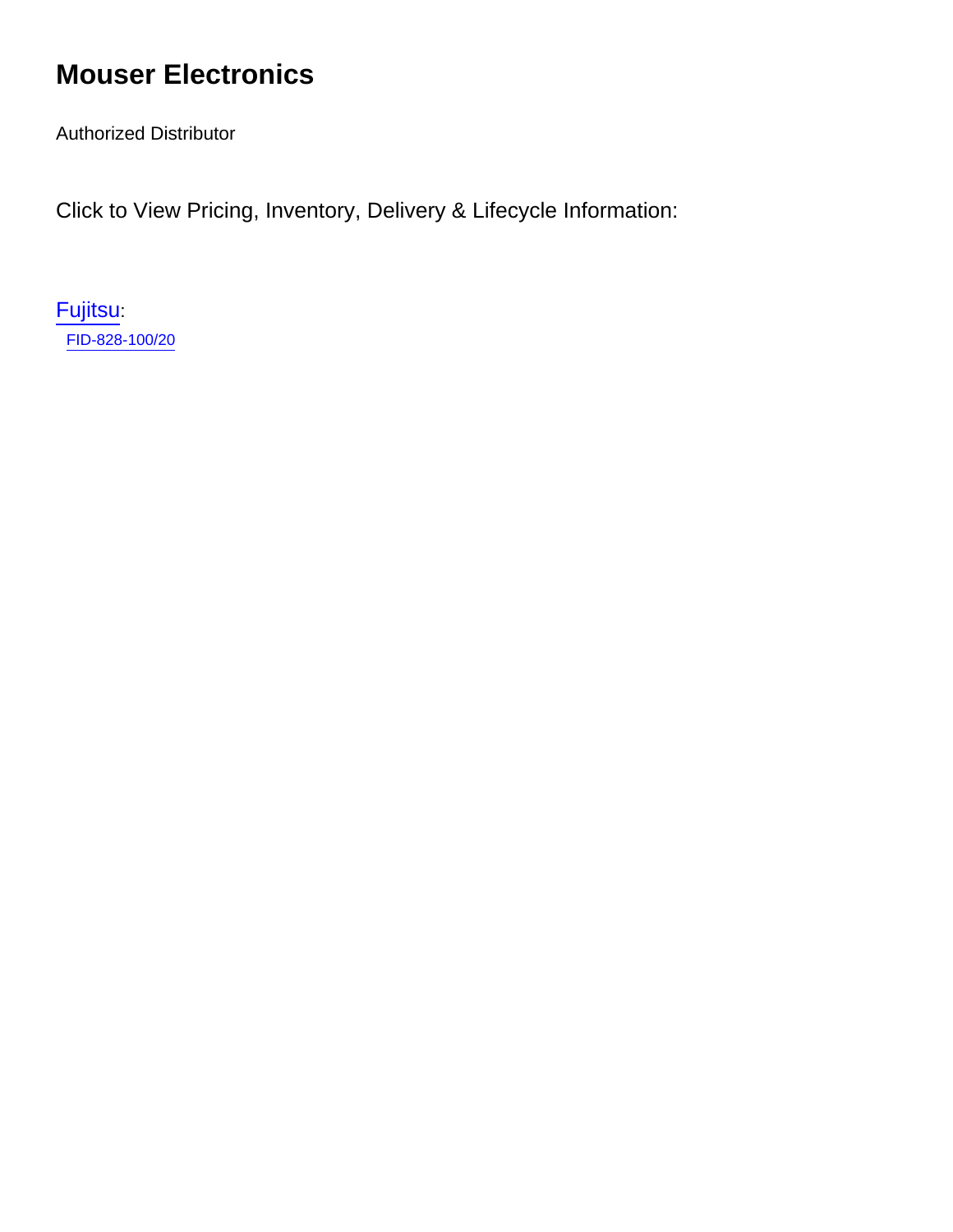# Mouser Electronics

Authorized Distributor

Click to View Pricing, Inventory, Delivery & Lifecycle Information:

Fujitsu:

FID-828-100/20